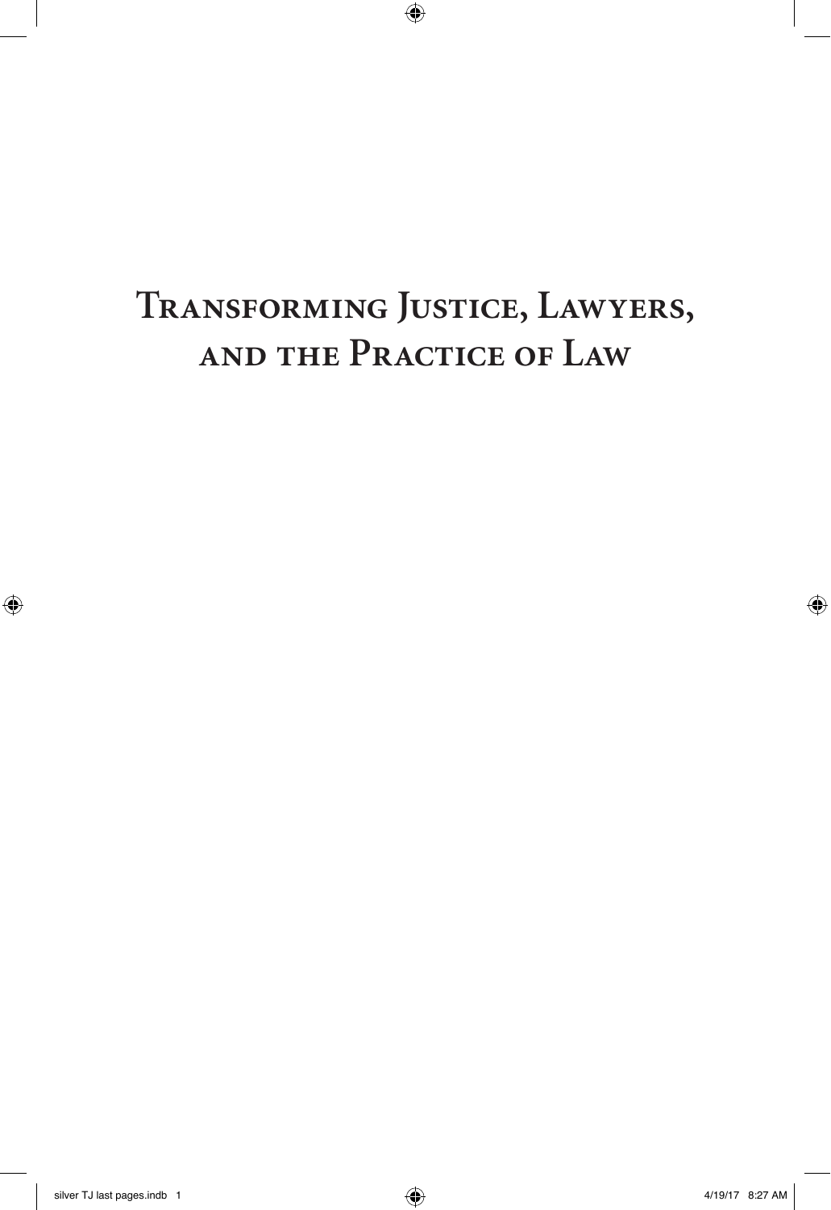# Transforming Justice, Lawyers, and the Practice of Law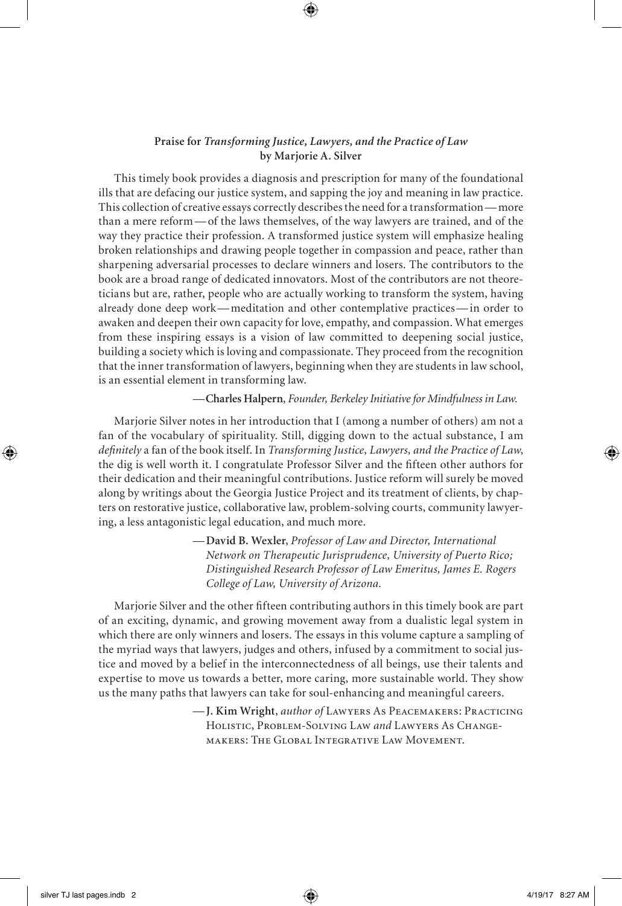**Praise for *Transforming Justice, Lawyers, and the Practice of Law* by Marjorie A. Silver**

This timely book provides a diagnosis and prescription for many of the foundational ills that are defacing our justice system, and sapping the joy and meaning in law practice. This collection of creative essays correctly describes the need for a transformation—more than a mere reform—of the laws themselves, of the way lawyers are trained, and of the way they practice their profession. A transformed justice system will emphasize healing broken relationships and drawing people together in compassion and peace, rather than sharpening adversarial processes to declare winners and losers. The contributors to the book are a broad range of dedicated innovators. Most of the contributors are not theoreticians but are, rather, people who are actually working to transform the system, having already done deep work—meditation and other contemplative practices—in order to awaken and deepen their own capacity for love, empathy, and compassion. What emerges from these inspiring essays is a vision of law committed to deepening social justice, building a society which is loving and compassionate. They proceed from the recognition that the inner transformation of lawyers, beginning when they are students in law school, is an essential element in transforming law.

—**Charles Halpern**, *Founder, Berkeley Initiative for Mindfulness in Law.*

Marjorie Silver notes in her introduction that I (among a number of others) am not a fan of the vocabulary of spirituality. Still, digging down to the actual substance, I am *definitely* a fan of the book itself. In *Transforming Justice, Lawyers, and the Practice of Law*, the dig is well worth it. I congratulate Professor Silver and the fifteen other authors for their dedication and their meaningful contributions. Justice reform will surely be moved along by writings about the Georgia Justice Project and its treatment of clients, by chapters on restorative justice, collaborative law, problem-solving courts, community lawyering, a less antagonistic legal education, and much more.

—**David B. Wexler**, *Professor of Law and Director, International Network on Therapeutic Jurisprudence, University of Puerto Rico; Distinguished Research Professor of Law Emeritus, James E. Rogers College of Law, University of Arizona.*

Marjorie Silver and the other fifteen contributing authors in this timely book are part of an exciting, dynamic, and growing movement away from a dualistic legal system in which there are only winners and losers. The essays in this volume capture a sampling of the myriad ways that lawyers, judges and others, infused by a commitment to social justice and moved by a belief in the interconnectedness of all beings, use their talents and expertise to move us towards a better, more caring, more sustainable world. They show us the many paths that lawyers can take for soul-enhancing and meaningful careers.

—**J. Kim Wright**, *author of* Lawyers As Peacemakers: Practicing Holistic, Problem-Solving Law *and* Lawyers As Changemakers: The Global Integrative Law Movement.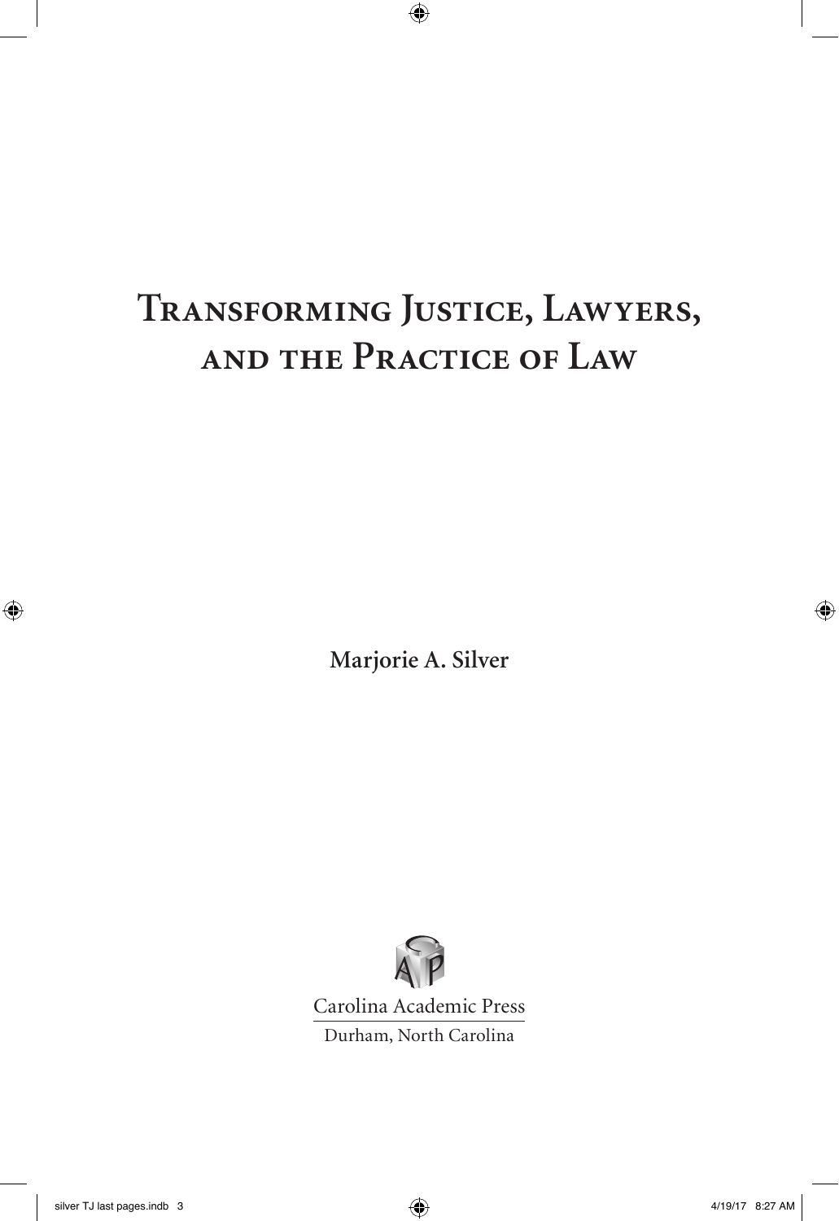# Transforming Justice, Lawyers, and the Practice of Law

**Marjorie A. Silver**

Carolina Academic Press

Durham, North Carolina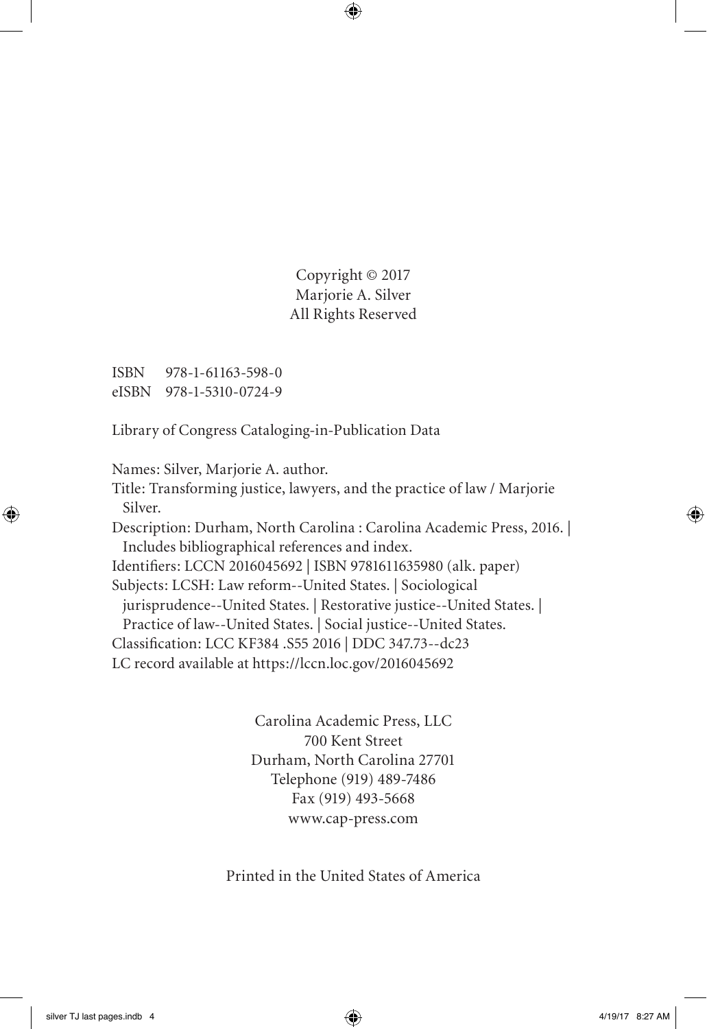Copyright © 2017
Marjorie A. Silver
All Rights Reserved

ISBN 978-1-61163-598-0
eISBN 978-1-5310-0724-9

Library of Congress Cataloging-in-Publication Data

Names: Silver, Marjorie A. author.
Title: Transforming justice, lawyers, and the practice of law / Marjorie Silver.
Description: Durham, North Carolina : Carolina Academic Press, 2016. | Includes bibliographical references and index.
Identifiers: LCCN 2016045692 | ISBN 9781611635980 (alk. paper)
Subjects: LCSH: Law reform--United States. | Sociological jurisprudence--United States. | Restorative justice--United States. | Practice of law--United States. | Social justice--United States.
Classification: LCC KF384 .S55 2016 | DDC 347.73--dc23
LC record available at https://lccn.loc.gov/2016045692

Carolina Academic Press, LLC
700 Kent Street
Durham, North Carolina 27701
Telephone (919) 489-7486
Fax (919) 493-5668
www.cap-press.com

Printed in the United States of America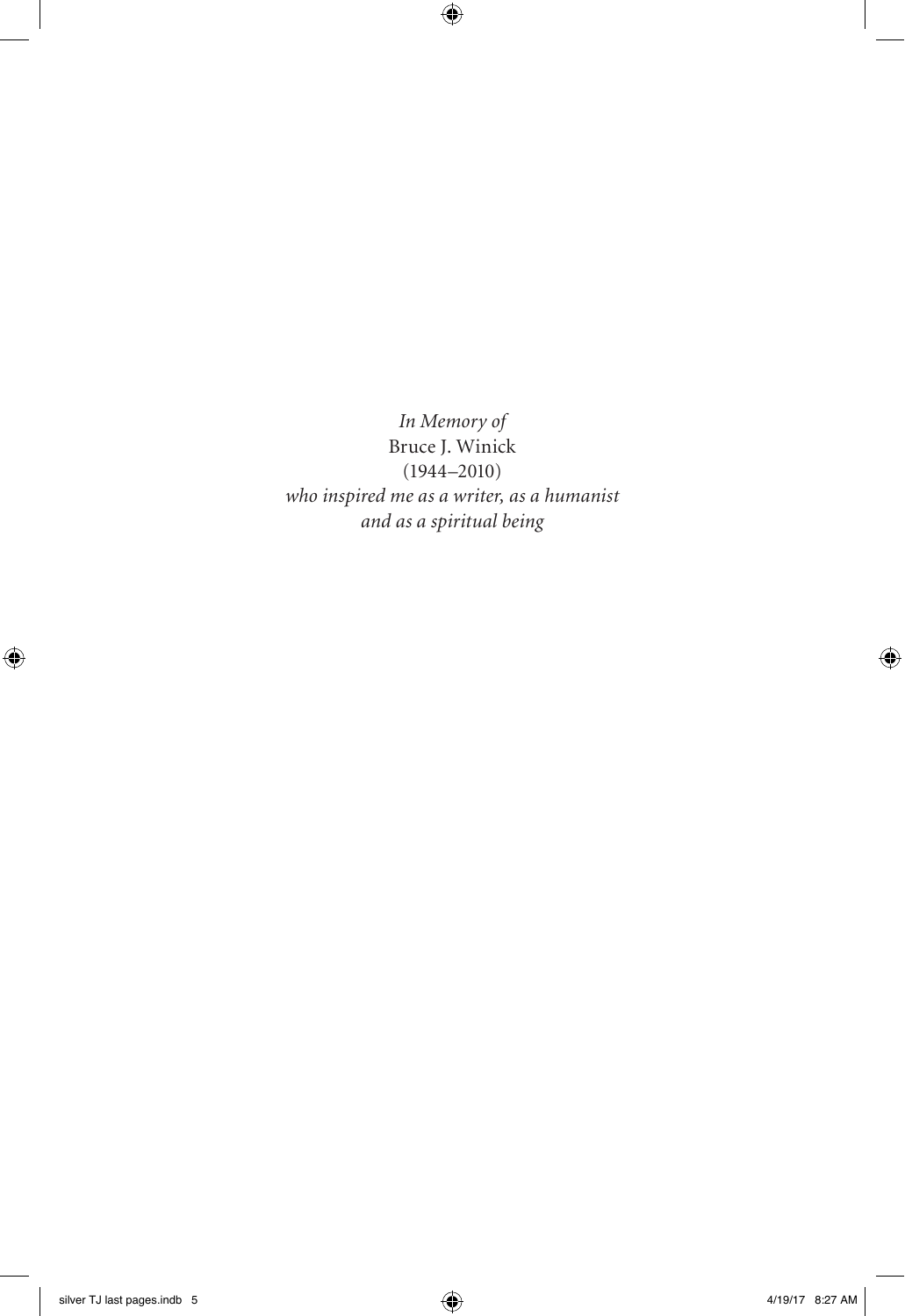*In Memory of*
Bruce J. Winick
(1944–2010)
*who inspired me as a writer, as a humanist*
*and as a spiritual being*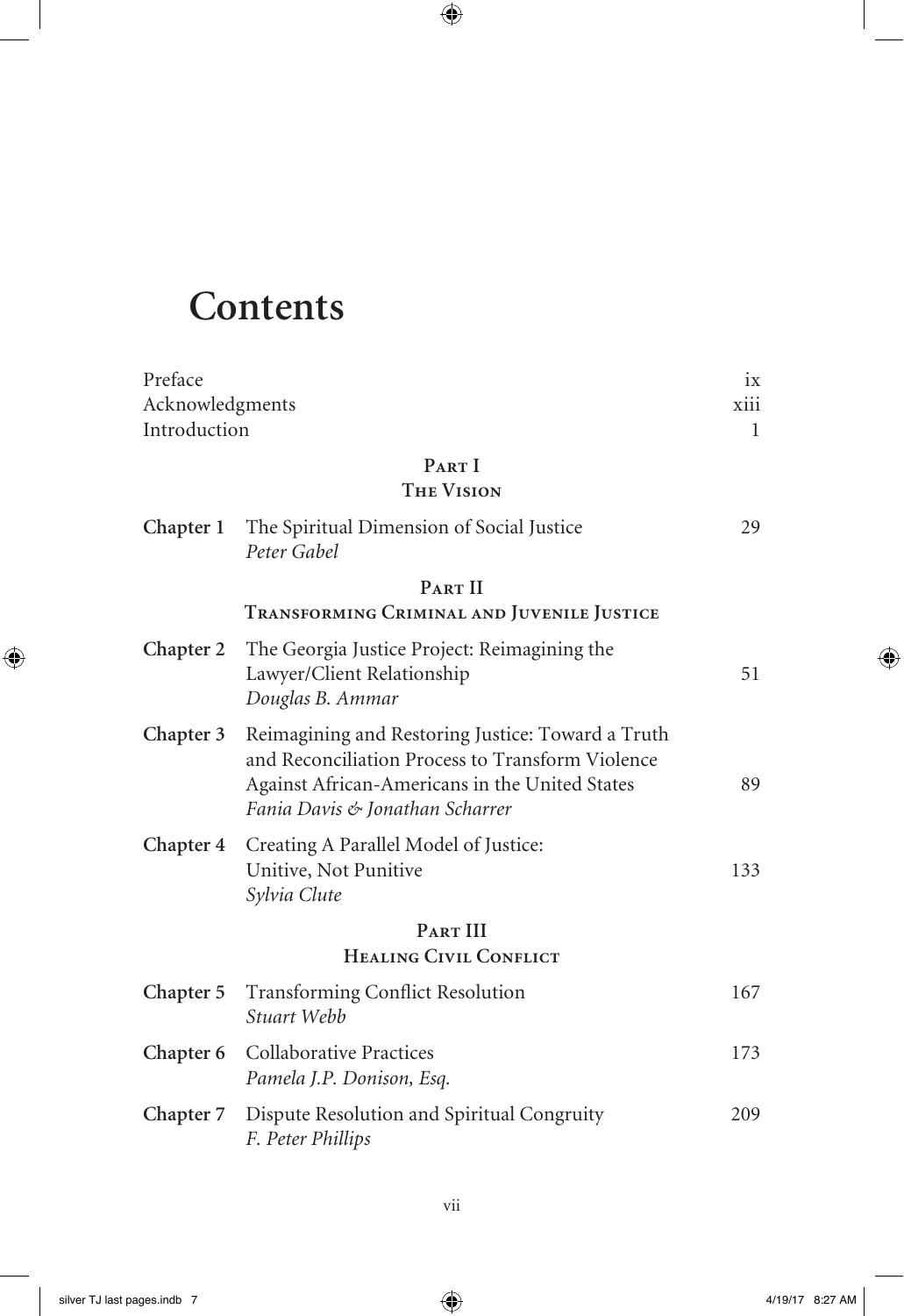# Contents

| | | |
|---|---|---|
| Preface | | ix |
| Acknowledgments | | xiii |
| Introduction | | 1 |

## Part I
## The Vision

| | | |
|---|---|---|
| **Chapter 1** | The Spiritual Dimension of Social Justice *Peter Gabel* | 29 |

## Part II
## Transforming Criminal and Juvenile Justice

| | | |
|---|---|---|
| **Chapter 2** | The Georgia Justice Project: Reimagining the Lawyer/Client Relationship *Douglas B. Ammar* | 51 |
| **Chapter 3** | Reimagining and Restoring Justice: Toward a Truth and Reconciliation Process to Transform Violence Against African-Americans in the United States *Fania Davis & Jonathan Scharrer* | 89 |
| **Chapter 4** | Creating A Parallel Model of Justice: Unitive, Not Punitive *Sylvia Clute* | 133 |

## Part III
## Healing Civil Conflict

| | | |
|---|---|---|
| **Chapter 5** | Transforming Conflict Resolution *Stuart Webb* | 167 |
| **Chapter 6** | Collaborative Practices *Pamela J.P. Donison, Esq.* | 173 |
| **Chapter 7** | Dispute Resolution and Spiritual Congruity *F. Peter Phillips* | 209 |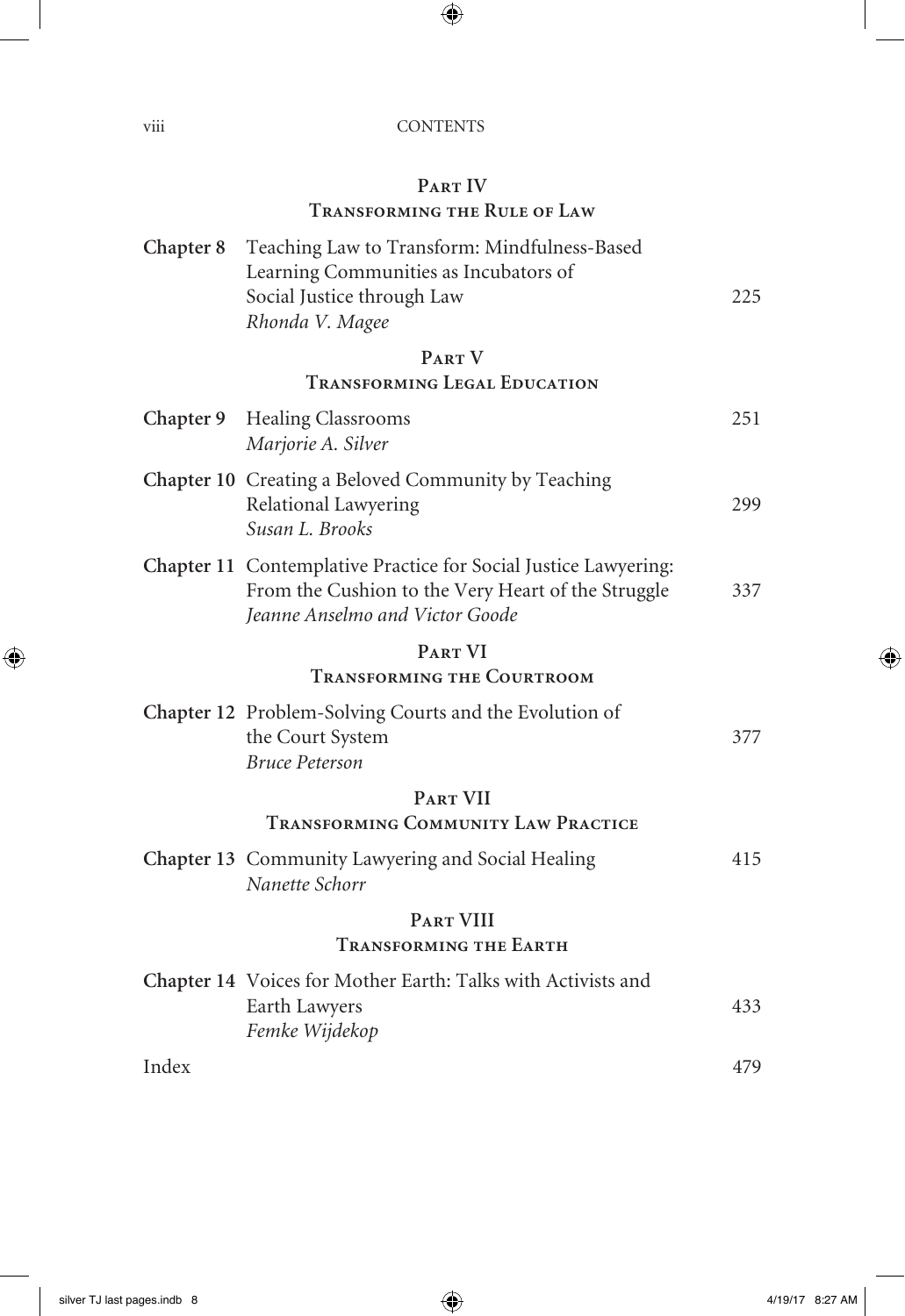## Part IV
### Transforming the Rule of Law

| | | |
|---|---|---|
| **Chapter 8** | Teaching Law to Transform: Mindfulness-Based Learning Communities as Incubators of Social Justice through Law<br>*Rhonda V. Magee* | 225 |

## Part V
### Transforming Legal Education

| | | |
|---|---|---|
| **Chapter 9** | Healing Classrooms<br>*Marjorie A. Silver* | 251 |
| **Chapter 10** | Creating a Beloved Community by Teaching Relational Lawyering<br>*Susan L. Brooks* | 299 |
| **Chapter 11** | Contemplative Practice for Social Justice Lawyering: From the Cushion to the Very Heart of the Struggle<br>*Jeanne Anselmo and Victor Goode* | 337 |

## Part VI
### Transforming the Courtroom

| | | |
|---|---|---|
| **Chapter 12** | Problem-Solving Courts and the Evolution of the Court System<br>*Bruce Peterson* | 377 |

## Part VII
### Transforming Community Law Practice

| | | |
|---|---|---|
| **Chapter 13** | Community Lawyering and Social Healing<br>*Nanette Schorr* | 415 |

## Part VIII
### Transforming the Earth

| | | |
|---|---|---|
| **Chapter 14** | Voices for Mother Earth: Talks with Activists and Earth Lawyers<br>*Femke Wijdekop* | 433 |

Index 479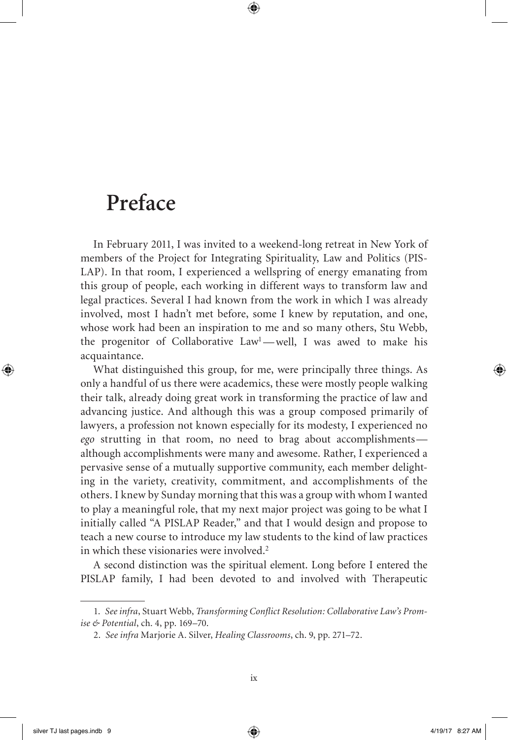# Preface

In February 2011, I was invited to a weekend-long retreat in New York of members of the Project for Integrating Spirituality, Law and Politics (PISLAP). In that room, I experienced a wellspring of energy emanating from this group of people, each working in different ways to transform law and legal practices. Several I had known from the work in which I was already involved, most I hadn't met before, some I knew by reputation, and one, whose work had been an inspiration to me and so many others, Stu Webb, the progenitor of Collaborative Law[1]—well, I was awed to make his acquaintance.

What distinguished this group, for me, were principally three things. As only a handful of us there were academics, these were mostly people walking their talk, already doing great work in transforming the practice of law and advancing justice. And although this was a group composed primarily of lawyers, a profession not known especially for its modesty, I experienced no *ego* strutting in that room, no need to brag about accomplishments—although accomplishments were many and awesome. Rather, I experienced a pervasive sense of a mutually supportive community, each member delighting in the variety, creativity, commitment, and accomplishments of the others. I knew by Sunday morning that this was a group with whom I wanted to play a meaningful role, that my next major project was going to be what I initially called "A PISLAP Reader," and that I would design and propose to teach a new course to introduce my law students to the kind of law practices in which these visionaries were involved.[2]

A second distinction was the spiritual element. Long before I entered the PISLAP family, I had been devoted to and involved with Therapeutic

---

1. *See infra*, Stuart Webb, *Transforming Conflict Resolution: Collaborative Law's Promise & Potential*, ch. 4, pp. 169–70.

2. *See infra* Marjorie A. Silver, *Healing Classrooms*, ch. 9, pp. 271–72.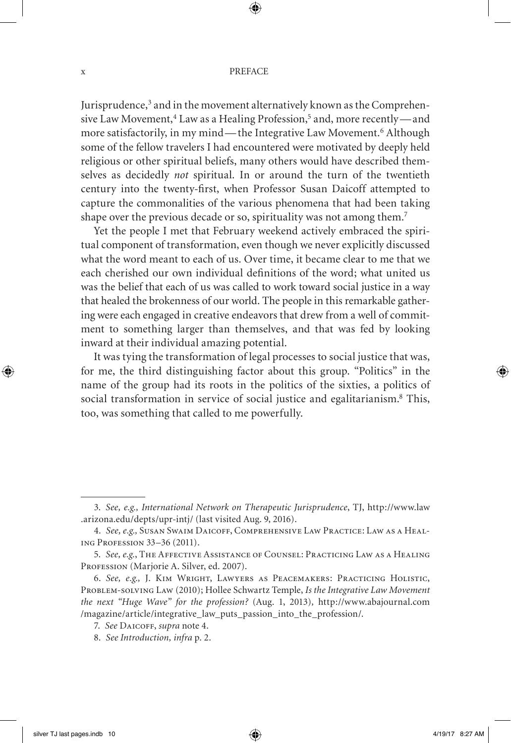Jurisprudence,[3] and in the movement alternatively known as the Comprehensive Law Movement,[4] Law as a Healing Profession,[5] and, more recently—and more satisfactorily, in my mind—the Integrative Law Movement.[6] Although some of the fellow travelers I had encountered were motivated by deeply held religious or other spiritual beliefs, many others would have described themselves as decidedly *not* spiritual. In or around the turn of the twentieth century into the twenty-first, when Professor Susan Daicoff attempted to capture the commonalities of the various phenomena that had been taking shape over the previous decade or so, spirituality was not among them.[7]

Yet the people I met that February weekend actively embraced the spiritual component of transformation, even though we never explicitly discussed what the word meant to each of us. Over time, it became clear to me that we each cherished our own individual definitions of the word; what united us was the belief that each of us was called to work toward social justice in a way that healed the brokenness of our world. The people in this remarkable gathering were each engaged in creative endeavors that drew from a well of commitment to something larger than themselves, and that was fed by looking inward at their individual amazing potential.

It was tying the transformation of legal processes to social justice that was, for me, the third distinguishing factor about this group. "Politics" in the name of the group had its roots in the politics of the sixties, a politics of social transformation in service of social justice and egalitarianism.[8] This, too, was something that called to me powerfully.

---

3. *See, e.g., International Network on Therapeutic Jurisprudence*, TJ, http://www.law.arizona.edu/depts/upr-intj/ (last visited Aug. 9, 2016).

4. *See, e.g.,* Susan Swaim Daicoff, Comprehensive Law Practice: Law as a Healing Profession 33–36 (2011).

5. *See, e.g.*, The Affective Assistance of Counsel: Practicing Law as a Healing Profession (Marjorie A. Silver, ed. 2007).

6. *See, e.g.,* J. Kim Wright, Lawyers as Peacemakers: Practicing Holistic, Problem-solving Law (2010); Hollee Schwartz Temple, *Is the Integrative Law Movement the next "Huge Wave" for the profession?* (Aug. 1, 2013), http://www.abajournal.com/magazine/article/integrative_law_puts_passion_into_the_profession/.

7. *See* Daicoff, *supra* note 4.

8. *See Introduction, infra* p. 2.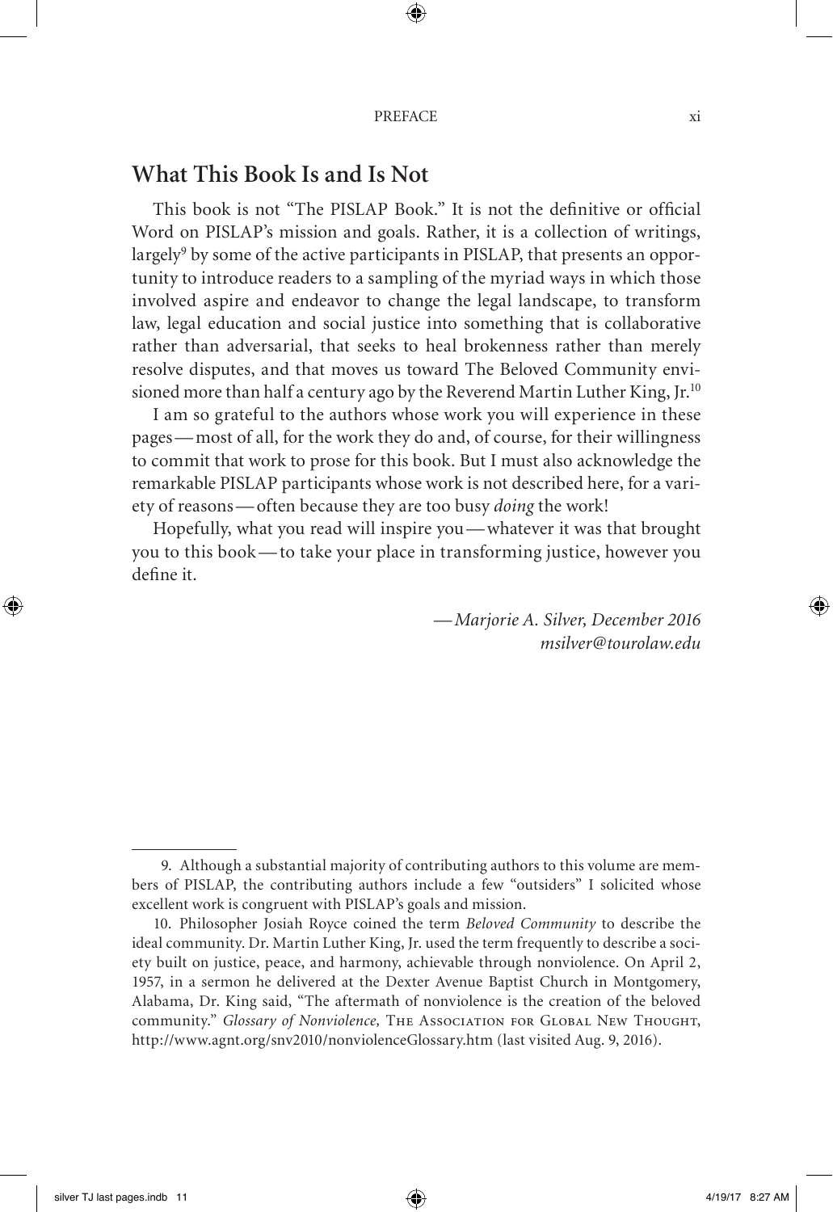## What This Book Is and Is Not

This book is not "The PISLAP Book." It is not the definitive or official Word on PISLAP's mission and goals. Rather, it is a collection of writings, largely[9] by some of the active participants in PISLAP, that presents an opportunity to introduce readers to a sampling of the myriad ways in which those involved aspire and endeavor to change the legal landscape, to transform law, legal education and social justice into something that is collaborative rather than adversarial, that seeks to heal brokenness rather than merely resolve disputes, and that moves us toward The Beloved Community envisioned more than half a century ago by the Reverend Martin Luther King, Jr.[10]

I am so grateful to the authors whose work you will experience in these pages—most of all, for the work they do and, of course, for their willingness to commit that work to prose for this book. But I must also acknowledge the remarkable PISLAP participants whose work is not described here, for a variety of reasons—often because they are too busy *doing* the work!

Hopefully, what you read will inspire you—whatever it was that brought you to this book—to take your place in transforming justice, however you define it.

—*Marjorie A. Silver, December 2016*
*msilver@tourolaw.edu*

---

9. Although a substantial majority of contributing authors to this volume are members of PISLAP, the contributing authors include a few "outsiders" I solicited whose excellent work is congruent with PISLAP's goals and mission.

10. Philosopher Josiah Royce coined the term *Beloved Community* to describe the ideal community. Dr. Martin Luther King, Jr. used the term frequently to describe a society built on justice, peace, and harmony, achievable through nonviolence. On April 2, 1957, in a sermon he delivered at the Dexter Avenue Baptist Church in Montgomery, Alabama, Dr. King said, "The aftermath of nonviolence is the creation of the beloved community." *Glossary of Nonviolence,* The Association for Global New Thought, http://www.agnt.org/snv2010/nonviolenceGlossary.htm (last visited Aug. 9, 2016).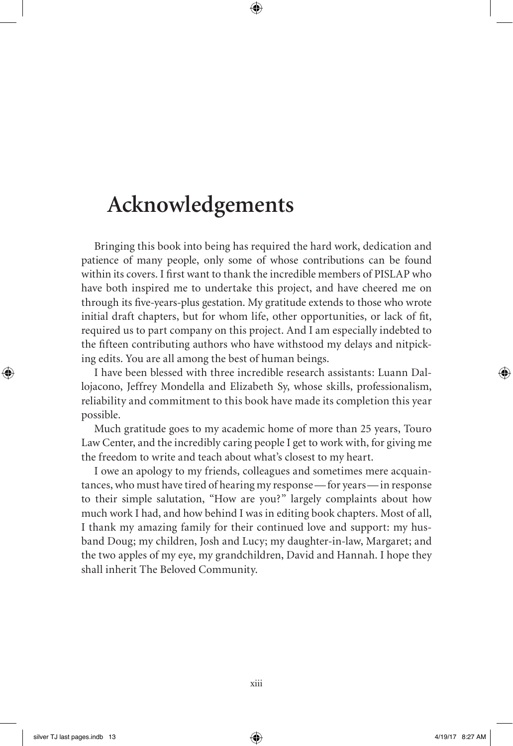# Acknowledgements

Bringing this book into being has required the hard work, dedication and patience of many people, only some of whose contributions can be found within its covers. I first want to thank the incredible members of PISLAP who have both inspired me to undertake this project, and have cheered me on through its five-years-plus gestation. My gratitude extends to those who wrote initial draft chapters, but for whom life, other opportunities, or lack of fit, required us to part company on this project. And I am especially indebted to the fifteen contributing authors who have withstood my delays and nitpicking edits. You are all among the best of human beings.

I have been blessed with three incredible research assistants: Luann Dallojacono, Jeffrey Mondella and Elizabeth Sy, whose skills, professionalism, reliability and commitment to this book have made its completion this year possible.

Much gratitude goes to my academic home of more than 25 years, Touro Law Center, and the incredibly caring people I get to work with, for giving me the freedom to write and teach about what's closest to my heart.

I owe an apology to my friends, colleagues and sometimes mere acquaintances, who must have tired of hearing my response — for years — in response to their simple salutation, "How are you?" largely complaints about how much work I had, and how behind I was in editing book chapters. Most of all, I thank my amazing family for their continued love and support: my husband Doug; my children, Josh and Lucy; my daughter-in-law, Margaret; and the two apples of my eye, my grandchildren, David and Hannah. I hope they shall inherit The Beloved Community.